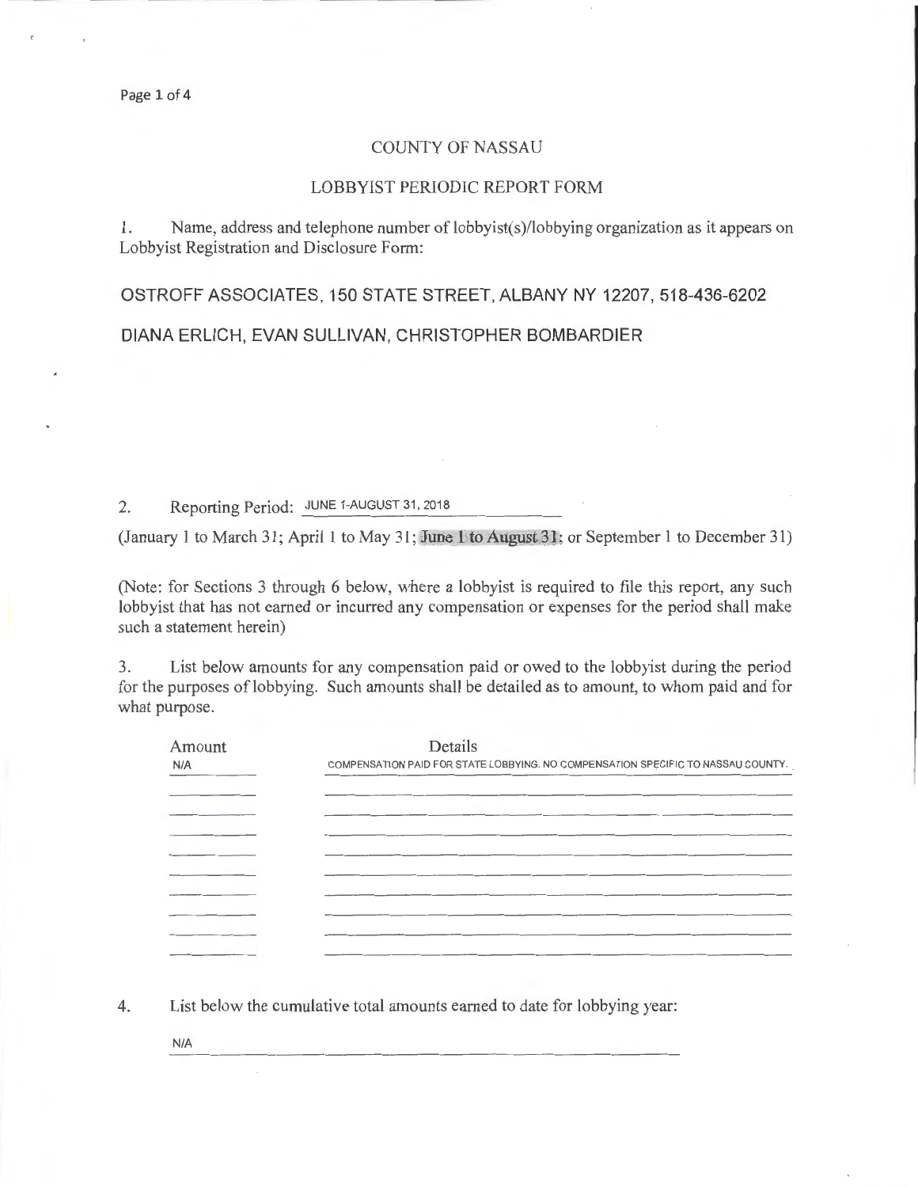# COUNTY OF NASSAU

## LOBBYIST PERIODIC REPORT FORM

1. Name, address and telephone number of lobbyist(s)/lobbying organization as it appears on Lobbyist Registration and Disclosure Form:

OSTROFF ASSOCIATES, 150 STATE STREET, ALBANY NY 12207, 518-436-6202

DIANA ERLICH, EVAN SULLIVAN, CHRISTOPHER BOMBARDIER

2. Reporting Period: JUNE 1-AUGUST 31, 2018

(January 1 to March 31; April 1 to May 31; June 1 to August 31; or September 1 to December 31)

(Note: for Sections 3 through 6 below, where a lobbyist is required to file this report, any such lobbyist that has not earned or incurred any compensation or expenses for the period shall make such a statement herein)

3. List below amounts for any compensation paid or owed to the lobbyist during the period for the purposes of lobbying. Such amounts shall be detailed as to amount, to whom paid and for what purpose.

| Amount | Details |
| --- | --- |
| N/A | COMPENSATION PAID FOR STATE LOBBYING. NO COMPENSATION SPECIFIC TO NASSAU COUNTY. |

4. List below the cumulative total amounts earned to date for lobbying year:

N/A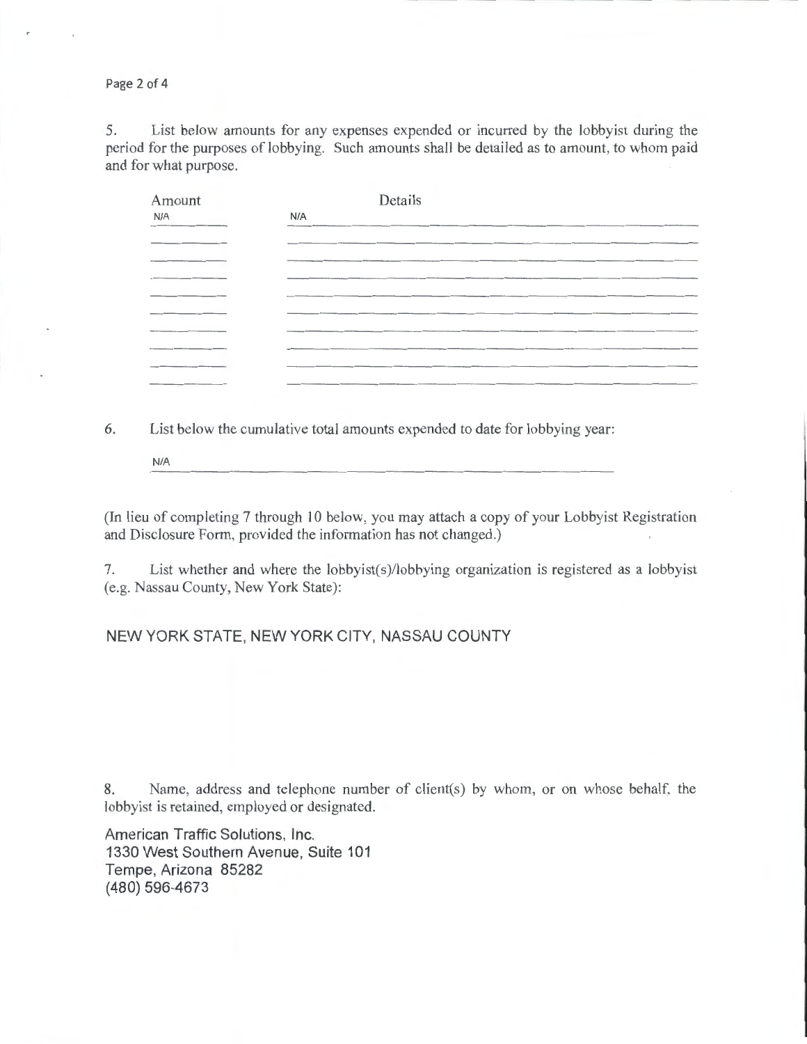5. List below amounts for any expenses expended or incurred by the lobbyist during the period for the purposes of lobbying. Such amounts shall be detailed as to amount, to whom paid and for what purpose.

| Amount | Details |
|---|---|
| N/A | N/A |
| | |
| | |
| | |
| | |
| | |
| | |
| | |
| | |
| | |

6. List below the cumulative total amounts expended to date for lobbying year:

N/A

(In lieu of completing 7 through 10 below, you may attach a copy of your Lobbyist Registration and Disclosure Form, provided the information has not changed.)

7. List whether and where the lobbyist(s)/lobbying organization is registered as a lobbyist (e.g. Nassau County, New York State):

NEW YORK STATE, NEW YORK CITY, NASSAU COUNTY

8. Name, address and telephone number of client(s) by whom, or on whose behalf, the lobbyist is retained, employed or designated.

American Traffic Solutions, Inc.
1330 West Southern Avenue, Suite 101
Tempe, Arizona 85282
(480) 596-4673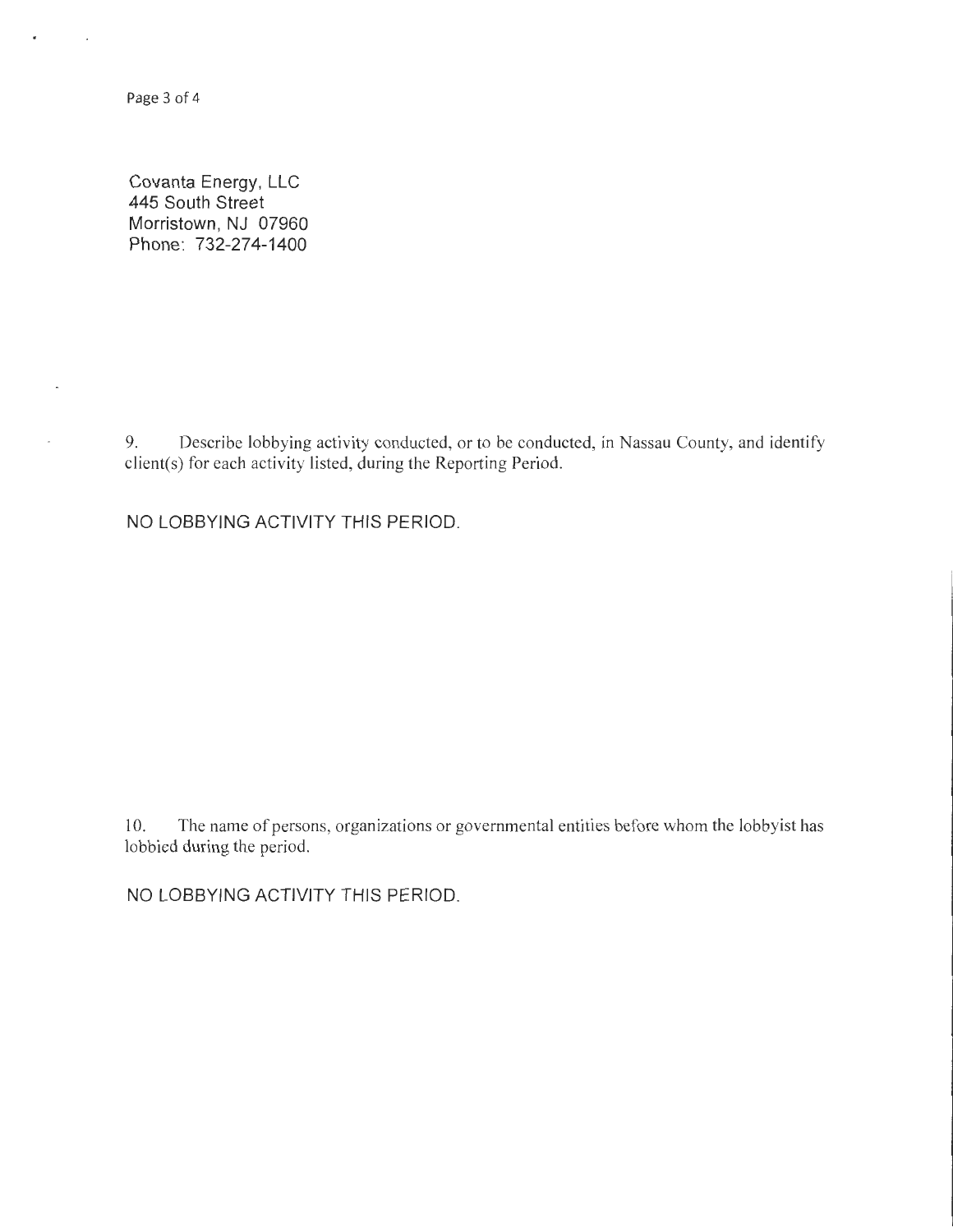Covanta Energy, LLC
445 South Street
Morristown, NJ 07960
Phone: 732-274-1400

9. Describe lobbying activity conducted, or to be conducted, in Nassau County, and identify client(s) for each activity listed, during the Reporting Period.

NO LOBBYING ACTIVITY THIS PERIOD.

10. The name of persons, organizations or governmental entities before whom the lobbyist has lobbied during the period.

NO LOBBYING ACTIVITY THIS PERIOD.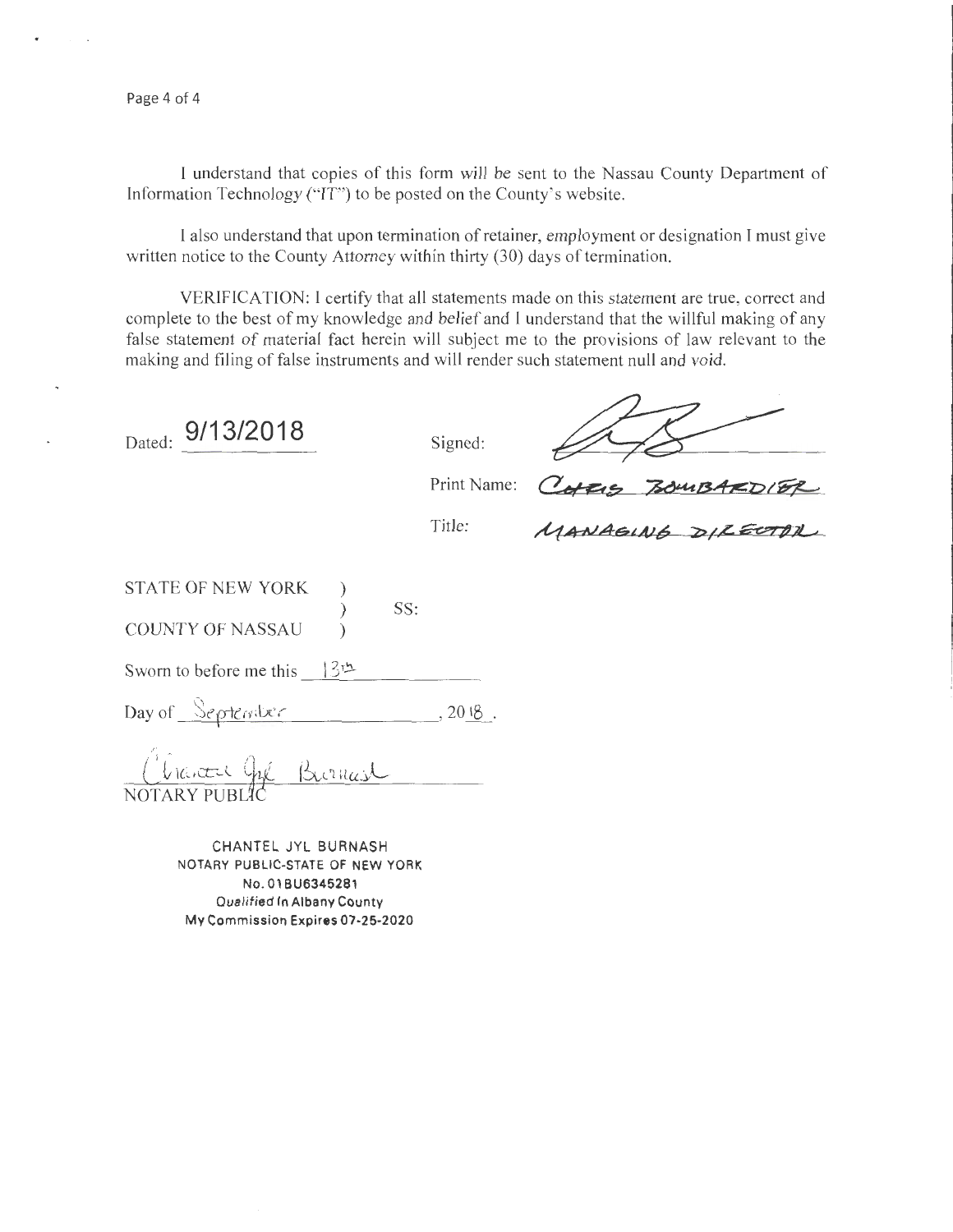I understand that copies of this form will be sent to the Nassau County Department of Information Technology ("IT") to be posted on the County's website.

I also understand that upon termination of retainer, employment or designation I must give written notice to the County Attorney within thirty (30) days of termination.

VERIFICATION: I certify that all statements made on this statement are true, correct and complete to the best of my knowledge and belief and I understand that the willful making of any false statement of material fact herein will subject me to the provisions of law relevant to the making and filing of false instruments and will render such statement null and void.

Dated: 9/13/2018

Signed:

Print Name: CHRIS BOMBARDIER

Title: MANAGING DIRECTOR

STATE OF NEW YORK )
) SS:
COUNTY OF NASSAU )

Sworn to before me this 13th

Day of September, 2018.

Chantel Jyl Burnash
NOTARY PUBLIC

CHANTEL JYL BURNASH
NOTARY PUBLIC-STATE OF NEW YORK
No. 01BU6345281
Qualified In Albany County
My Commission Expires 07-25-2020